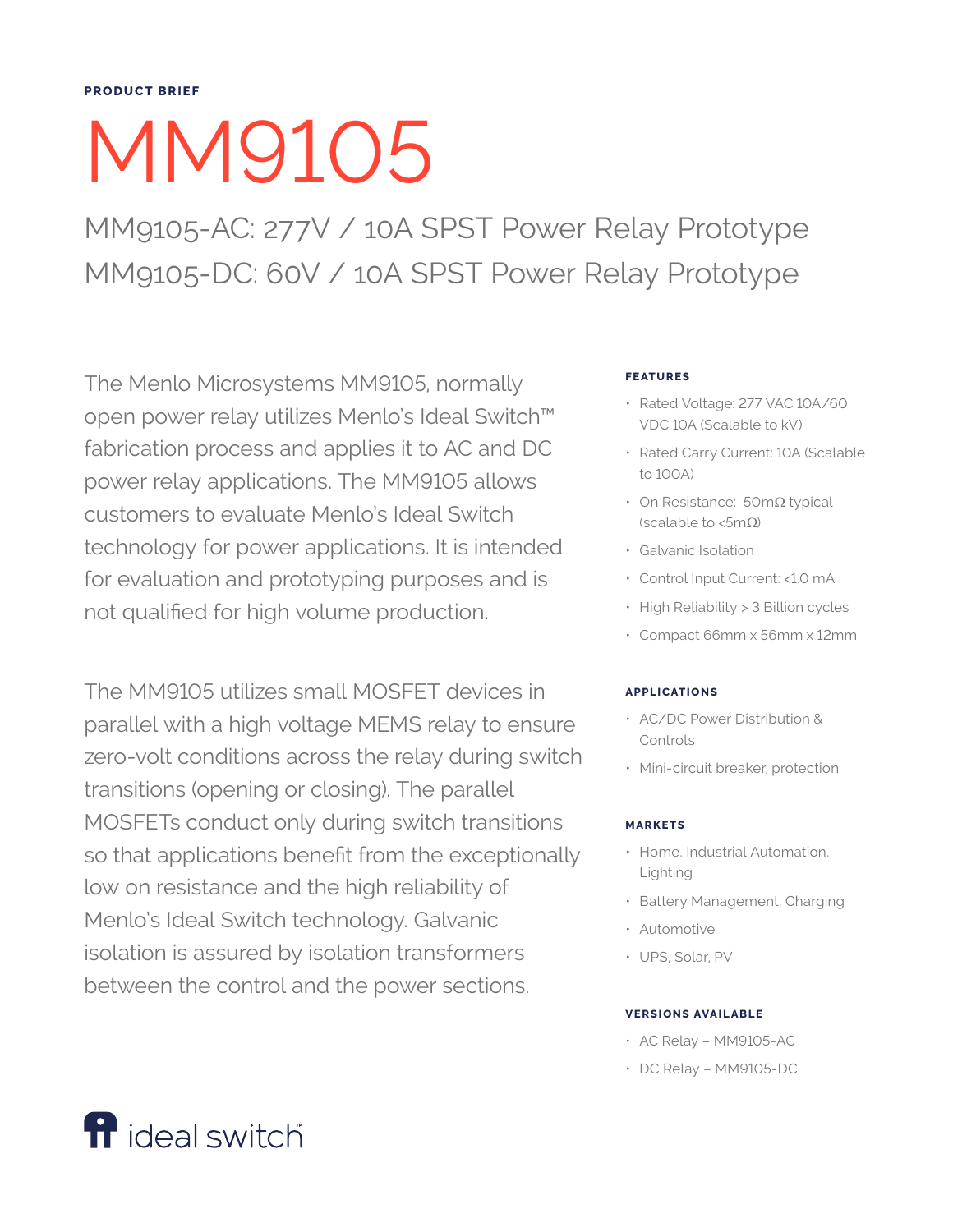**PRODUCT BRIEF**

# MM9105

## MM9105-AC: 277V / 10A SPST Power Relay Prototype
## MM9105-DC: 60V / 10A SPST Power Relay Prototype

The Menlo Microsystems MM9105, normally open power relay utilizes Menlo's Ideal Switch™ fabrication process and applies it to AC and DC power relay applications. The MM9105 allows customers to evaluate Menlo's Ideal Switch technology for power applications. It is intended for evaluation and prototyping purposes and is not qualified for high volume production.

The MM9105 utilizes small MOSFET devices in parallel with a high voltage MEMS relay to ensure zero-volt conditions across the relay during switch transitions (opening or closing). The parallel MOSFETs conduct only during switch transitions so that applications benefit from the exceptionally low on resistance and the high reliability of Menlo's Ideal Switch technology. Galvanic isolation is assured by isolation transformers between the control and the power sections.

### FEATURES

- Rated Voltage: 277 VAC 10A/60 VDC 10A (Scalable to kV)
- Rated Carry Current: 10A (Scalable to 100A)
- On Resistance: 50mΩ typical (scalable to <5mΩ)
- Galvanic Isolation
- Control Input Current: <1.0 mA
- High Reliability > 3 Billion cycles
- Compact 66mm x 56mm x 12mm

### APPLICATIONS

- AC/DC Power Distribution & Controls
- Mini-circuit breaker, protection

### MARKETS

- Home, Industrial Automation, Lighting
- Battery Management, Charging
- Automotive
- UPS, Solar, PV

### VERSIONS AVAILABLE

- AC Relay – MM9105-AC
- DC Relay – MM9105-DC

ideal switch™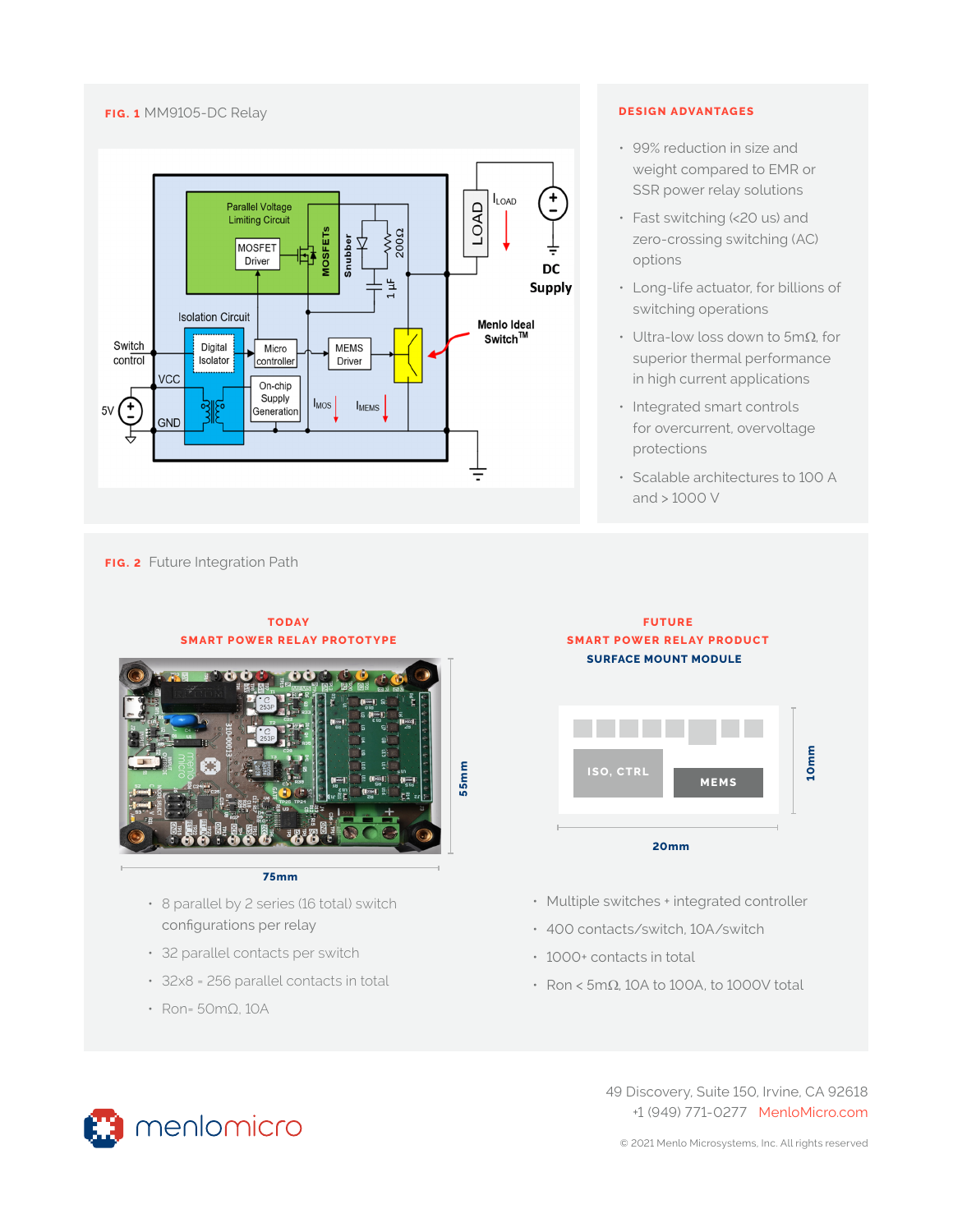**FIG. 1** MM9105-DC Relay

Parallel Voltage Limiting Circuit
MOSFET Driver
MOSFETs
Snubber
200Ω
1 µF
LOAD
$I_{LOAD}$
DC Supply
Isolation Circuit
Switch control
Digital Isolator
Micro controller
MEMS Driver
Menlo Ideal Switch™
VCC
5V
GND
On-chip Supply Generation
$I_{MOS}$
$I_{MEMS}$

## DESIGN ADVANTAGES

- 99% reduction in size and weight compared to EMR or SSR power relay solutions
- Fast switching (<20 us) and zero-crossing switching (AC) options
- Long-life actuator, for billions of switching operations
- Ultra-low loss down to 5mΩ, for superior thermal performance in high current applications
- Integrated smart controls for overcurrent, overvoltage protections
- Scalable architectures to 100 A and > 1000 V

**FIG. 2** Future Integration Path

### TODAY
### SMART POWER RELAY PROTOTYPE

55mm
75mm

- 8 parallel by 2 series (16 total) switch configurations per relay
- 32 parallel contacts per switch
- 32x8 = 256 parallel contacts in total
- Ron= 50mΩ, 10A

### FUTURE
### SMART POWER RELAY PRODUCT
### SURFACE MOUNT MODULE

ISO, CTRL
MEMS
10mm
20mm

- Multiple switches + integrated controller
- 400 contacts/switch, 10A/switch
- 1000+ contacts in total
- Ron < 5mΩ, 10A to 100A, to 1000V total

menlomicro

49 Discovery, Suite 150, Irvine, CA 92618
+1 (949) 771-0277 MenloMicro.com

© 2021 Menlo Microsystems, Inc. All rights reserved